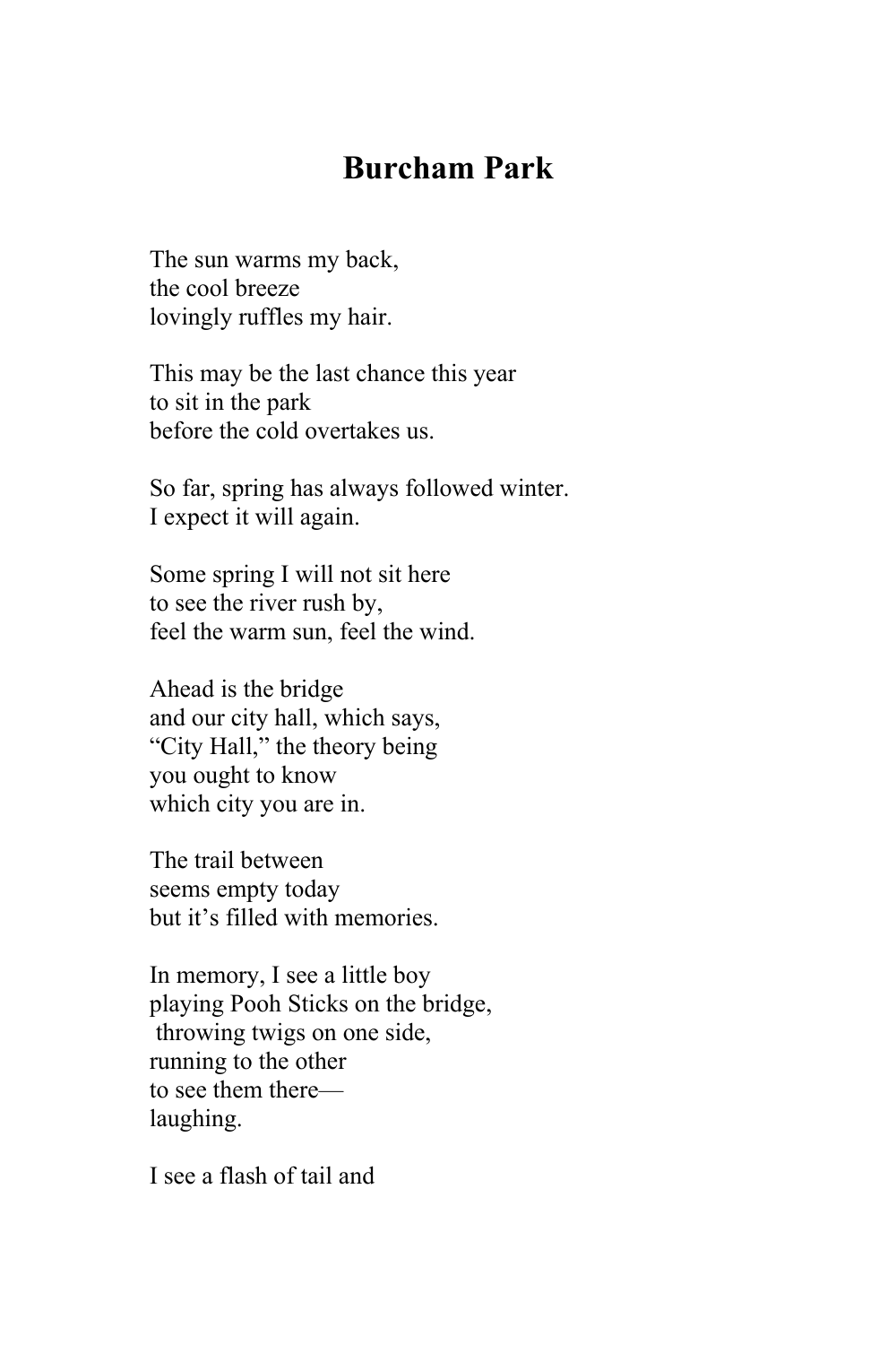# Burcham Park

The sun warms my back,  
the cool breeze  
lovingly ruffles my hair.

This may be the last chance this year  
to sit in the park  
before the cold overtakes us.

So far, spring has always followed winter.  
I expect it will again.

Some spring I will not sit here  
to see the river rush by,  
feel the warm sun, feel the wind.

Ahead is the bridge  
and our city hall, which says,  
"City Hall," the theory being  
you ought to know  
which city you are in.

The trail between  
seems empty today  
but it's filled with memories.

In memory, I see a little boy  
playing Pooh Sticks on the bridge,  
throwing twigs on one side,  
running to the other  
to see them there—  
laughing.

I see a flash of tail and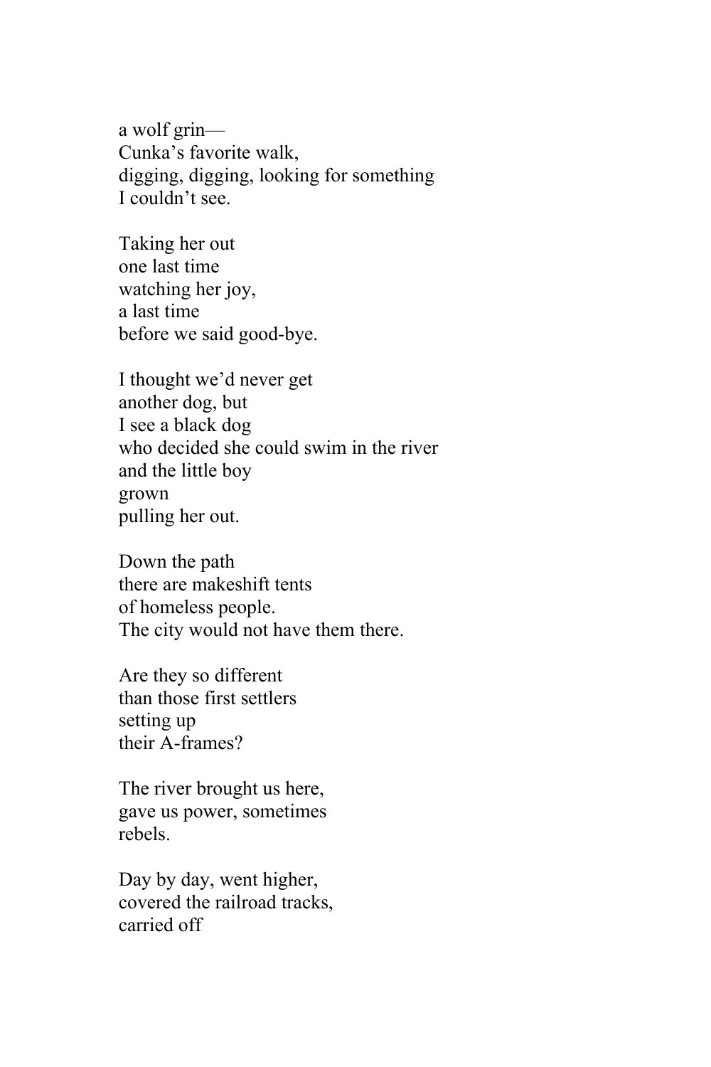a wolf grin—
Cunka's favorite walk,
digging, digging, looking for something
I couldn't see.

Taking her out
one last time
watching her joy,
a last time
before we said good-bye.

I thought we'd never get
another dog, but
I see a black dog
who decided she could swim in the river
and the little boy
grown
pulling her out.

Down the path
there are makeshift tents
of homeless people.
The city would not have them there.

Are they so different
than those first settlers
setting up
their A-frames?

The river brought us here,
gave us power, sometimes
rebels.

Day by day, went higher,
covered the railroad tracks,
carried off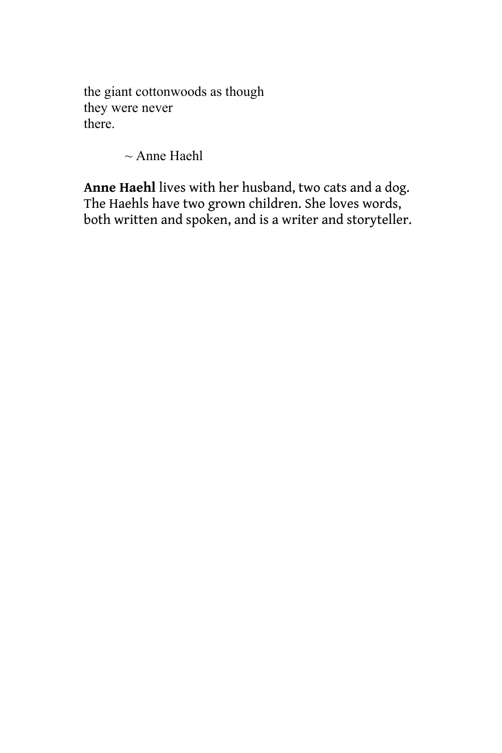the giant cottonwoods as though  
they were never  
there.

~ Anne Haehl

**Anne Haehl** lives with her husband, two cats and a dog. The Haehls have two grown children. She loves words, both written and spoken, and is a writer and storyteller.